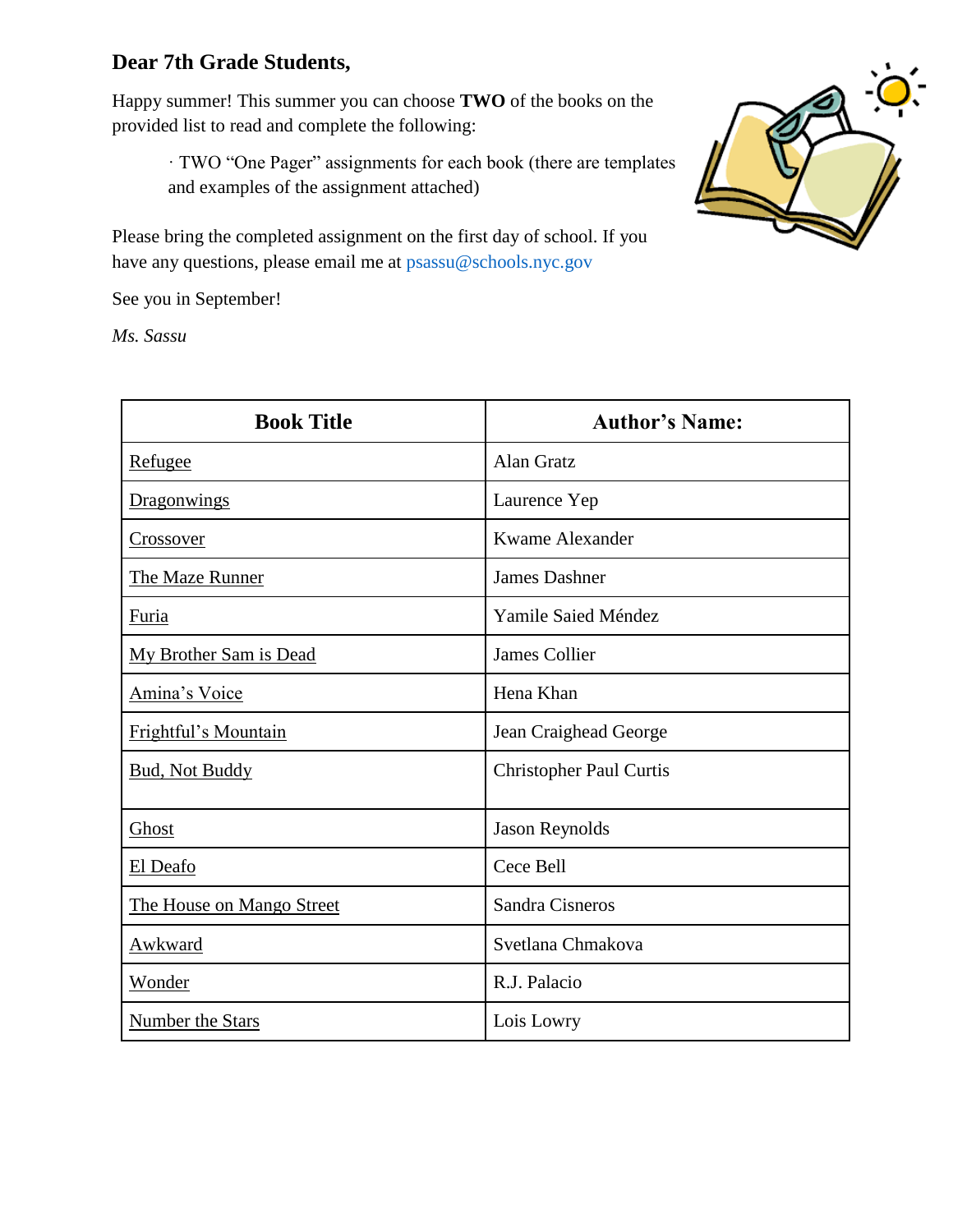**Dear 7th Grade Students,**

Happy summer! This summer you can choose **TWO** of the books on the provided list to read and complete the following:

- TWO "One Pager" assignments for each book (there are templates and examples of the assignment attached)

Please bring the completed assignment on the first day of school. If you have any questions, please email me at psassu@schools.nyc.gov

See you in September!

*Ms. Sassu*

| Book Title | Author's Name: |
|---|---|
| Refugee | Alan Gratz |
| Dragonwings | Laurence Yep |
| Crossover | Kwame Alexander |
| The Maze Runner | James Dashner |
| Furia | Yamile Saied Méndez |
| My Brother Sam is Dead | James Collier |
| Amina's Voice | Hena Khan |
| Frightful's Mountain | Jean Craighead George |
| Bud, Not Buddy | Christopher Paul Curtis |
| Ghost | Jason Reynolds |
| El Deafo | Cece Bell |
| The House on Mango Street | Sandra Cisneros |
| Awkward | Svetlana Chmakova |
| Wonder | R.J. Palacio |
| Number the Stars | Lois Lowry |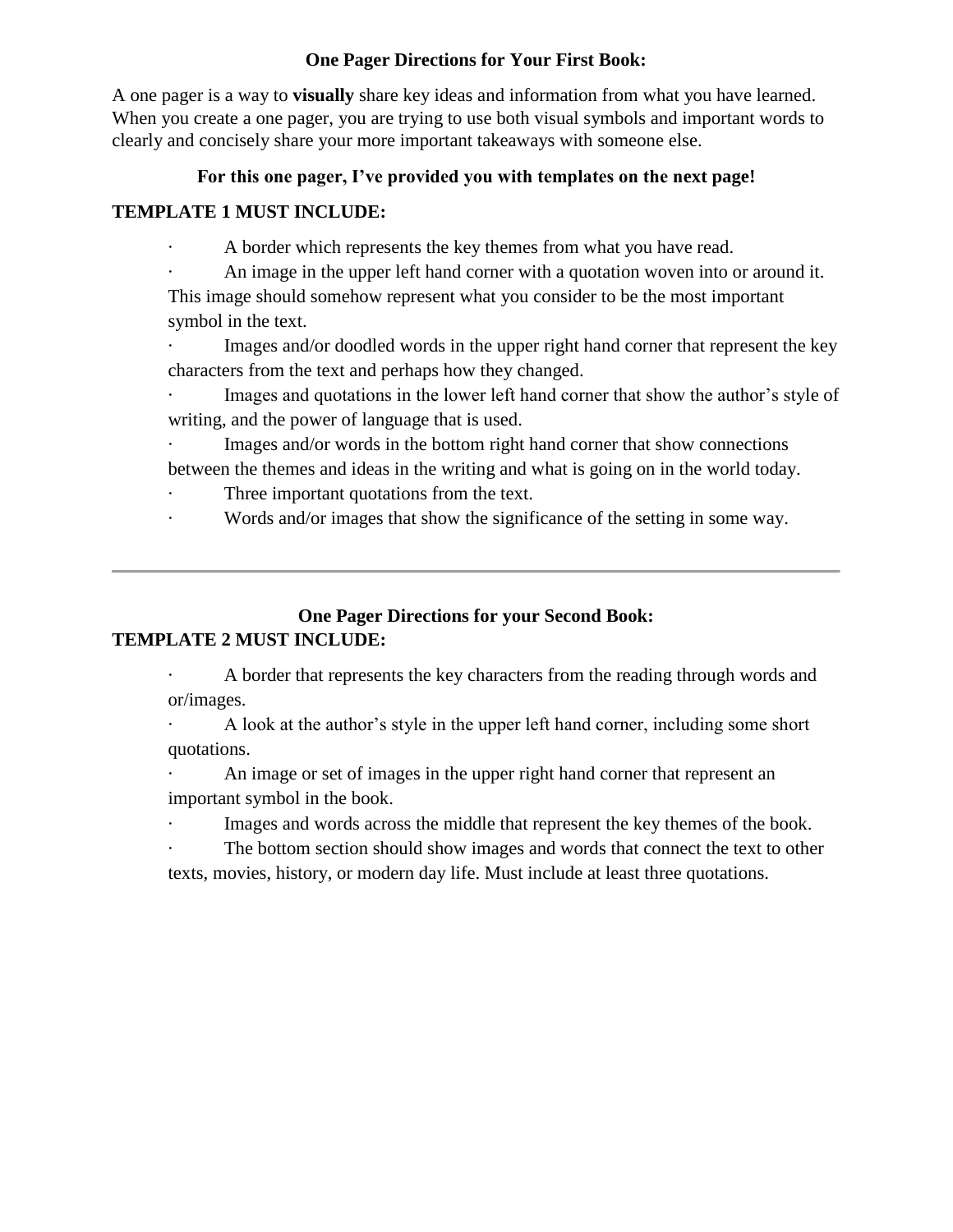**One Pager Directions for Your First Book:**

A one pager is a way to **visually** share key ideas and information from what you have learned. When you create a one pager, you are trying to use both visual symbols and important words to clearly and concisely share your more important takeaways with someone else.

**For this one pager, I've provided you with templates on the next page!**

**TEMPLATE 1 MUST INCLUDE:**

- A border which represents the key themes from what you have read.
- An image in the upper left hand corner with a quotation woven into or around it. This image should somehow represent what you consider to be the most important symbol in the text.
- Images and/or doodled words in the upper right hand corner that represent the key characters from the text and perhaps how they changed.
- Images and quotations in the lower left hand corner that show the author's style of writing, and the power of language that is used.
- Images and/or words in the bottom right hand corner that show connections between the themes and ideas in the writing and what is going on in the world today.
- Three important quotations from the text.
- Words and/or images that show the significance of the setting in some way.

---

**One Pager Directions for your Second Book:**

**TEMPLATE 2 MUST INCLUDE:**

- A border that represents the key characters from the reading through words and or/images.
- A look at the author's style in the upper left hand corner, including some short quotations.
- An image or set of images in the upper right hand corner that represent an important symbol in the book.
- Images and words across the middle that represent the key themes of the book.
- The bottom section should show images and words that connect the text to other texts, movies, history, or modern day life. Must include at least three quotations.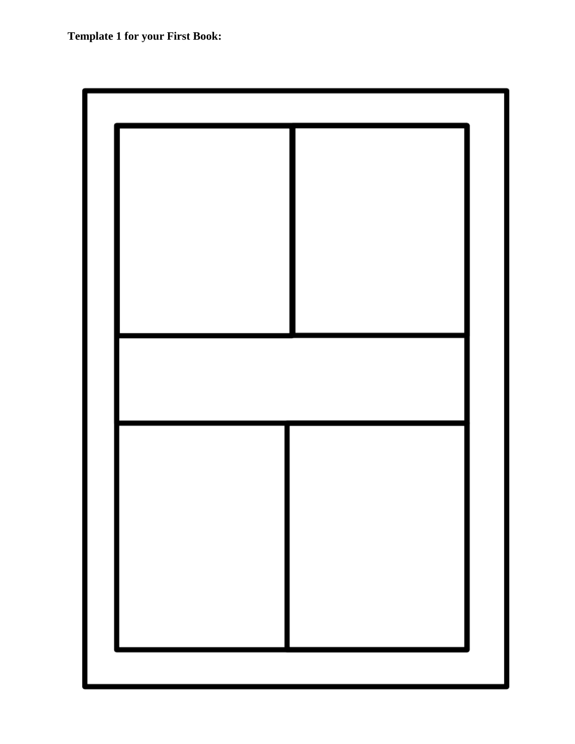**Template 1 for your First Book:**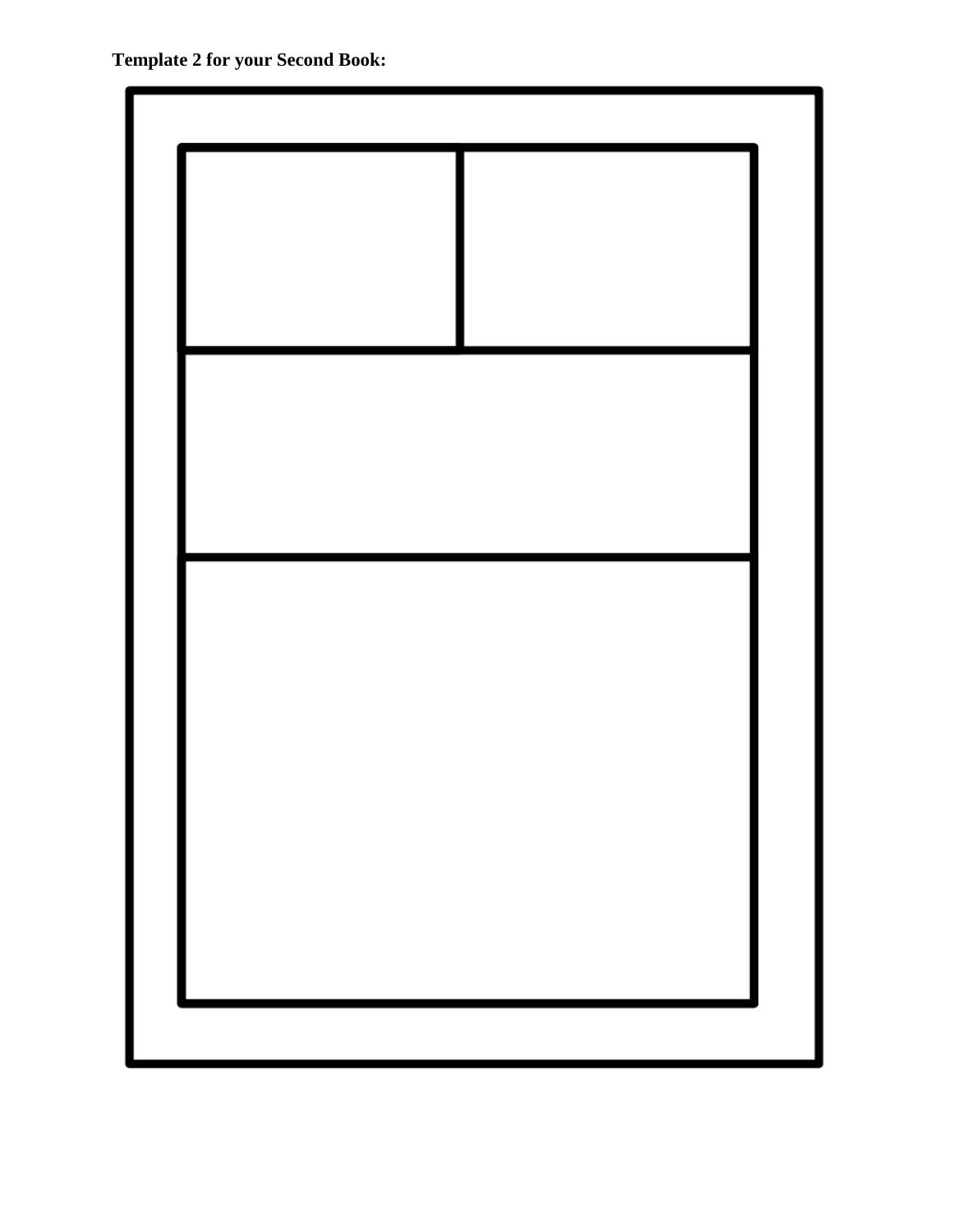**Template 2 for your Second Book:**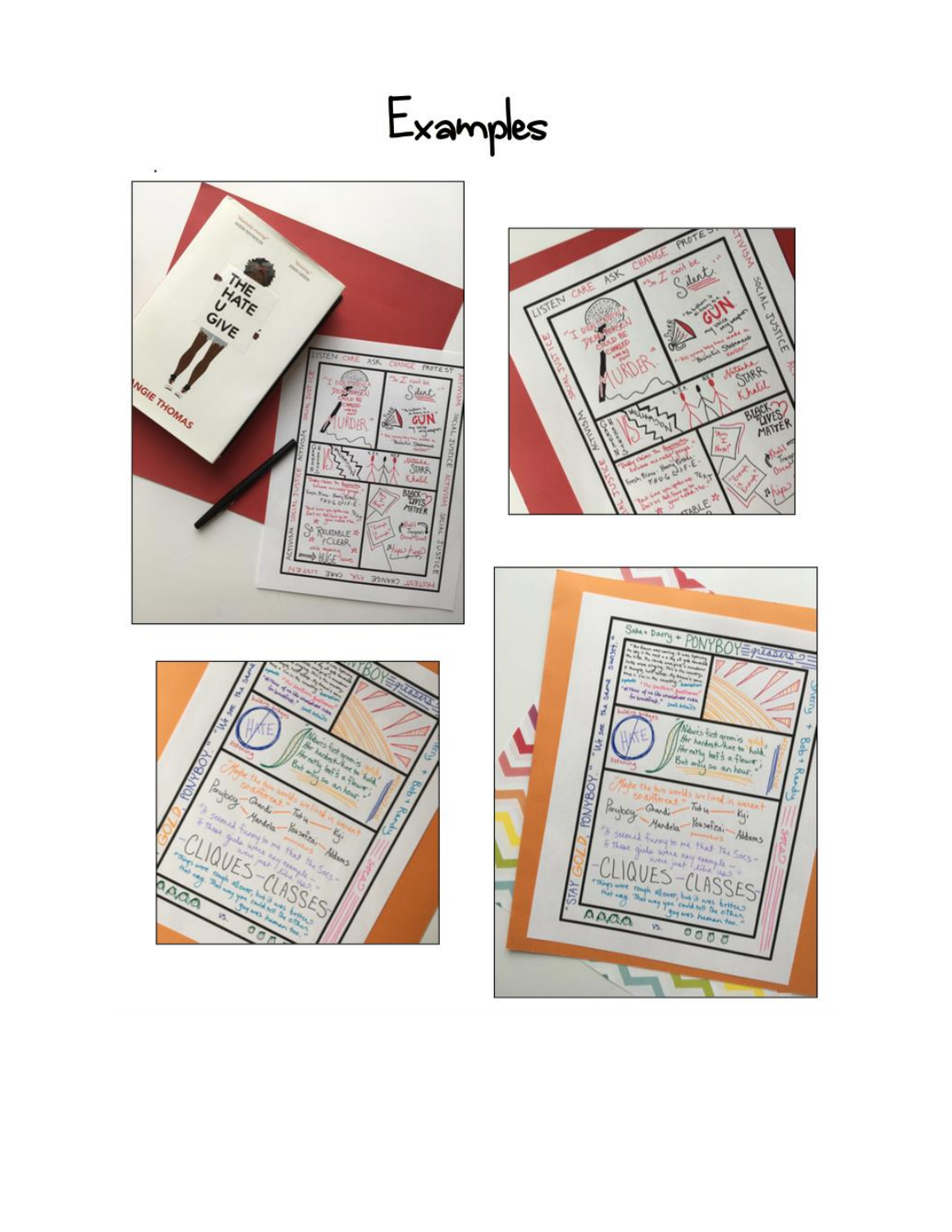# Examples